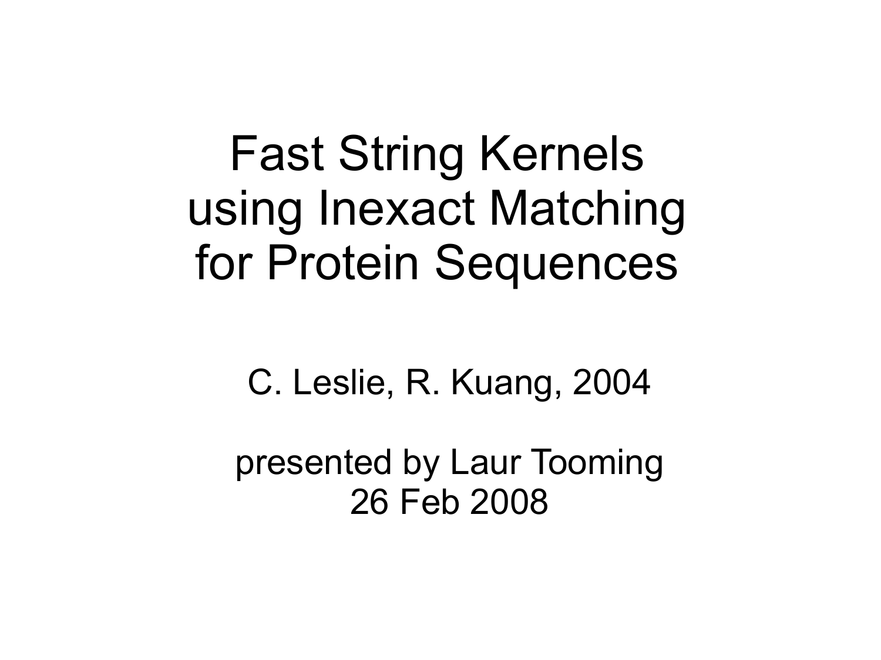# Fast String Kernels using Inexact Matching for Protein Sequences

C. Leslie, R. Kuang, 2004

presented by Laur Tooming
26 Feb 2008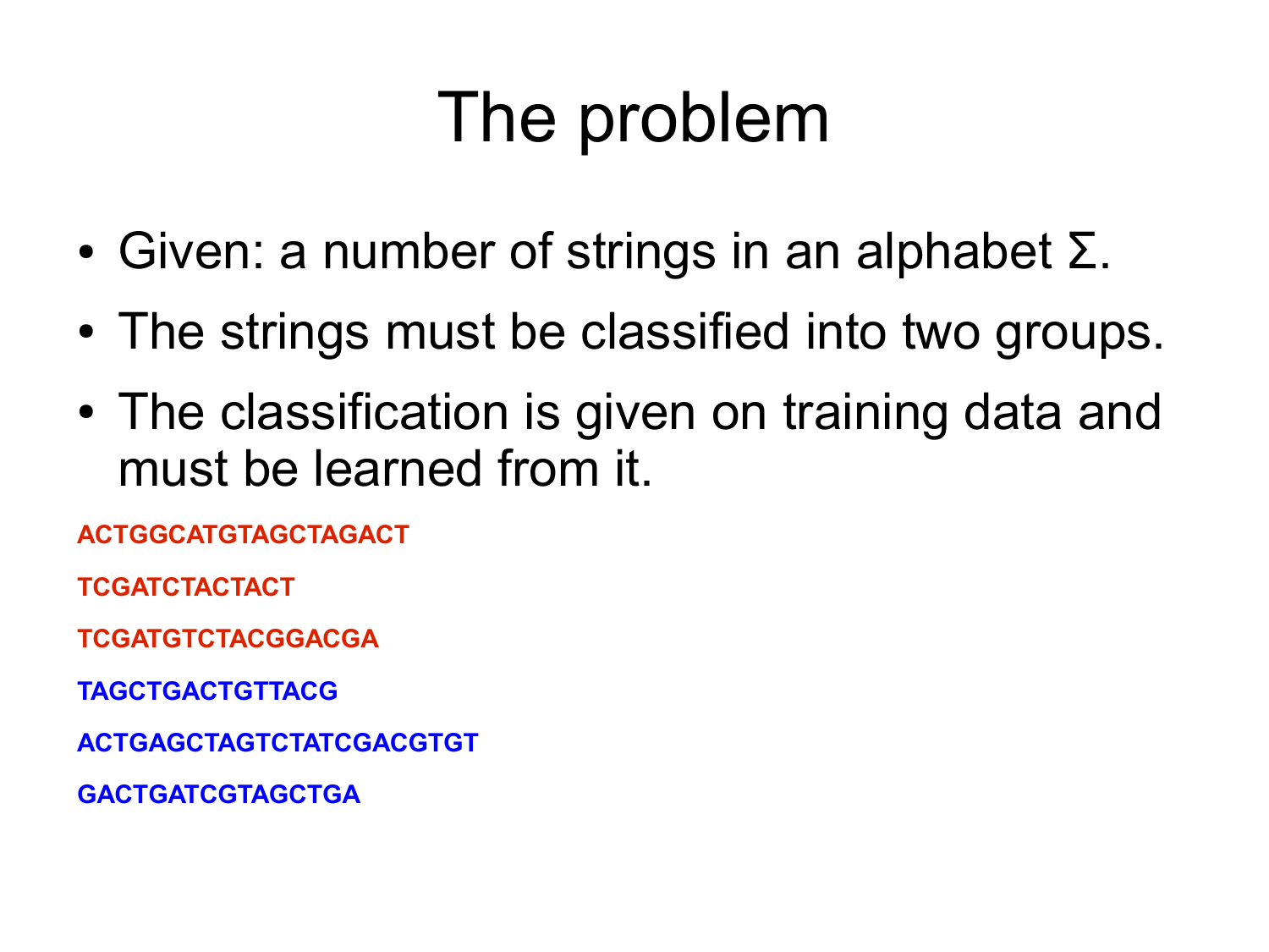# The problem

- Given: a number of strings in an alphabet Σ.
- The strings must be classified into two groups.
- The classification is given on training data and must be learned from it.

**ACTGGCATGTAGCTAGACT**

**TCGATCTACTACT**

**TCGATGTCTACGGACGA**

**TAGCTGACTGTTACG**

**ACTGAGCTAGTCTATCGACGTGT**

**GACTGATCGTAGCTGA**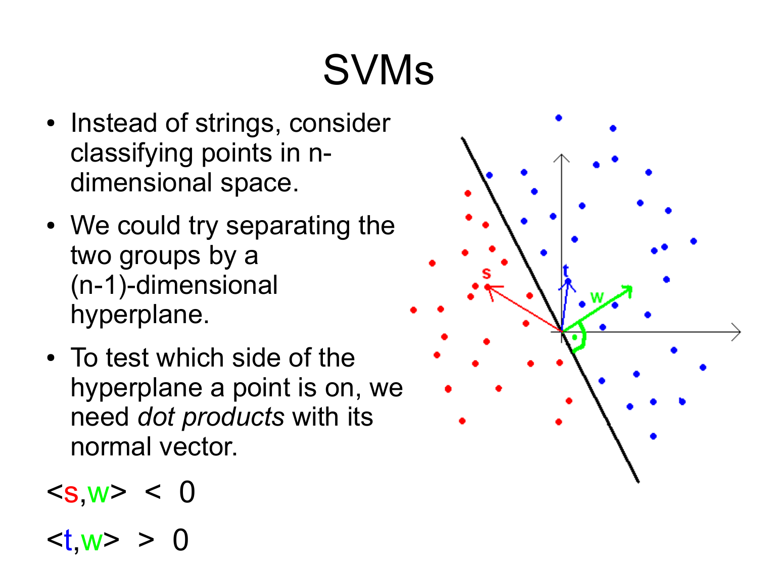# SVMs

- Instead of strings, consider classifying points in n-dimensional space.
- We could try separating the two groups by a (n-1)-dimensional hyperplane.
- To test which side of the hyperplane a point is on, we need *dot products* with its normal vector.

$\langle s,w \rangle < 0$

$\langle t,w \rangle > 0$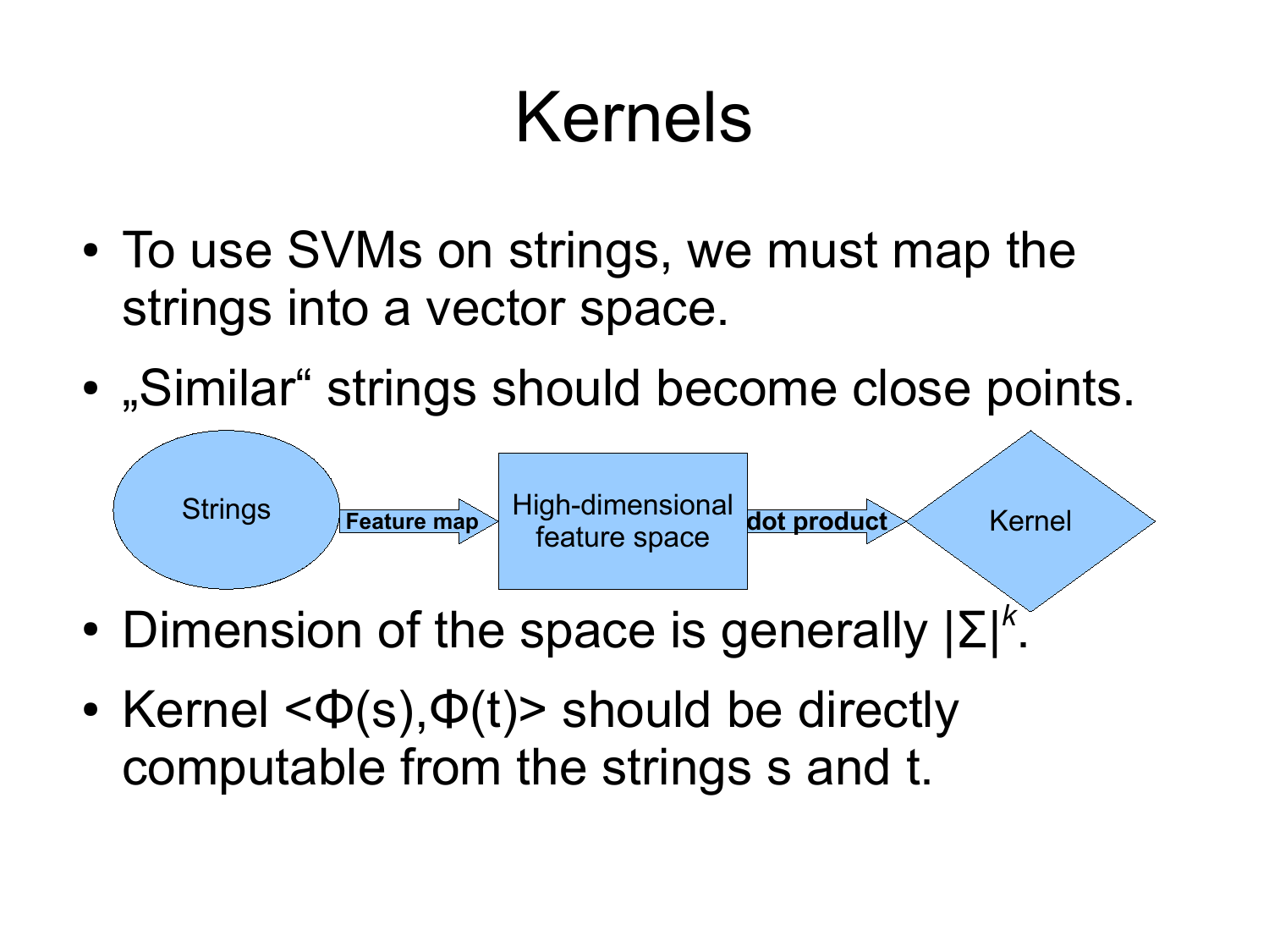# Kernels

- To use SVMs on strings, we must map the strings into a vector space.
- „Similar“ strings should become close points.

Strings → Feature map → High-dimensional feature space → dot product → Kernel

- Dimension of the space is generally $|\Sigma|^k$.
- Kernel $<\Phi(s),\Phi(t)>$ should be directly computable from the strings s and t.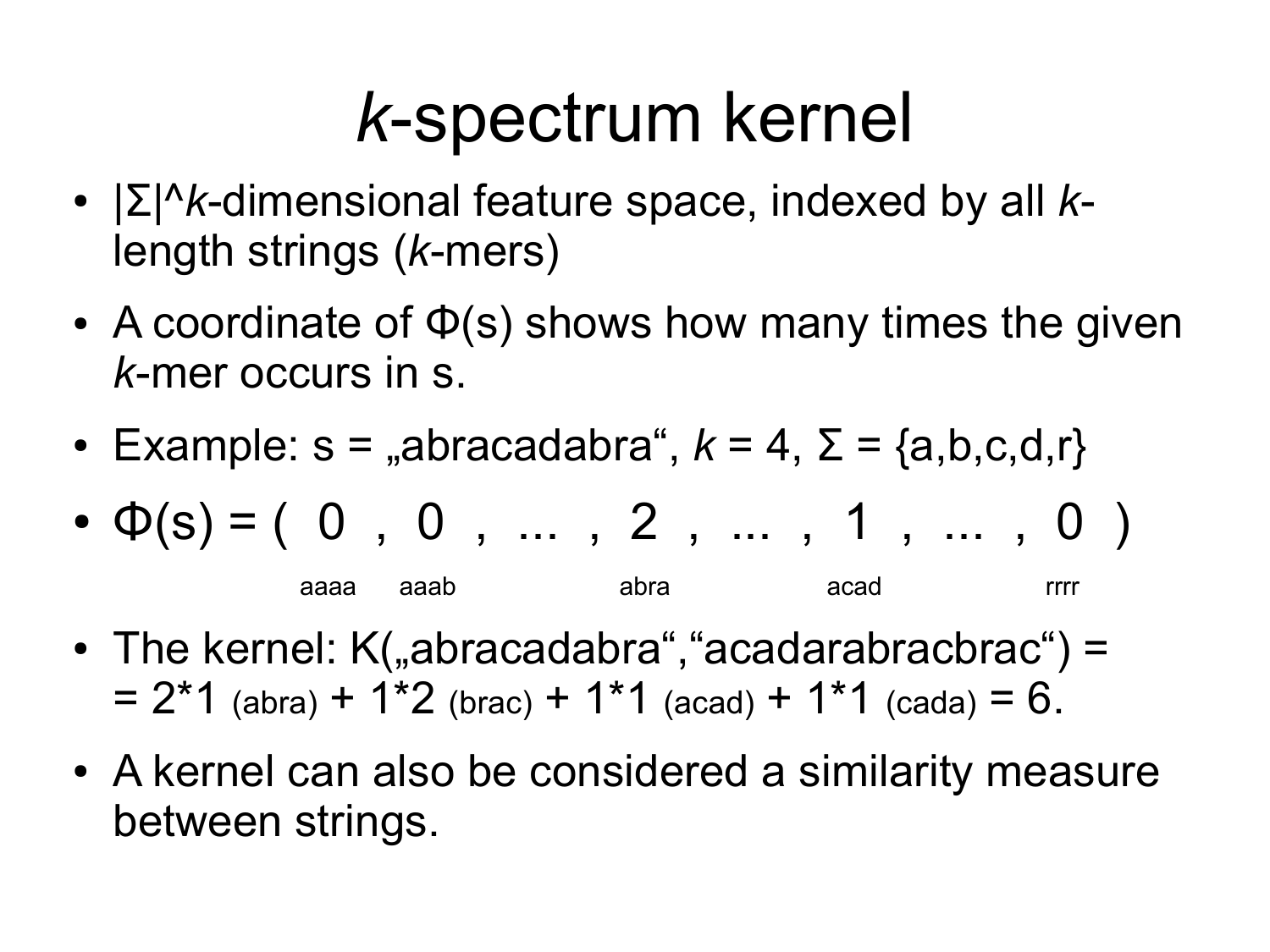# *k*-spectrum kernel

- $|\Sigma|^k$-dimensional feature space, indexed by all *k*-length strings (*k*-mers)
- A coordinate of $\Phi(s)$ shows how many times the given *k*-mer occurs in s.
- Example: s = „abracadabra", *k* = 4, Σ = {a,b,c,d,r}
- $\Phi(s) = ( \underset{\text{aaaa}}{0} , \underset{\text{aaab}}{0} , \ldots , \underset{\text{abra}}{2} , \ldots , \underset{\text{acad}}{1} , \ldots , \underset{\text{rrrr}}{0} )$
- The kernel: K(„abracadabra","acadarabracbrac") = = 2*1 (abra) + 1*2 (brac) + 1*1 (acad) + 1*1 (cada) = 6.
- A kernel can also be considered a similarity measure between strings.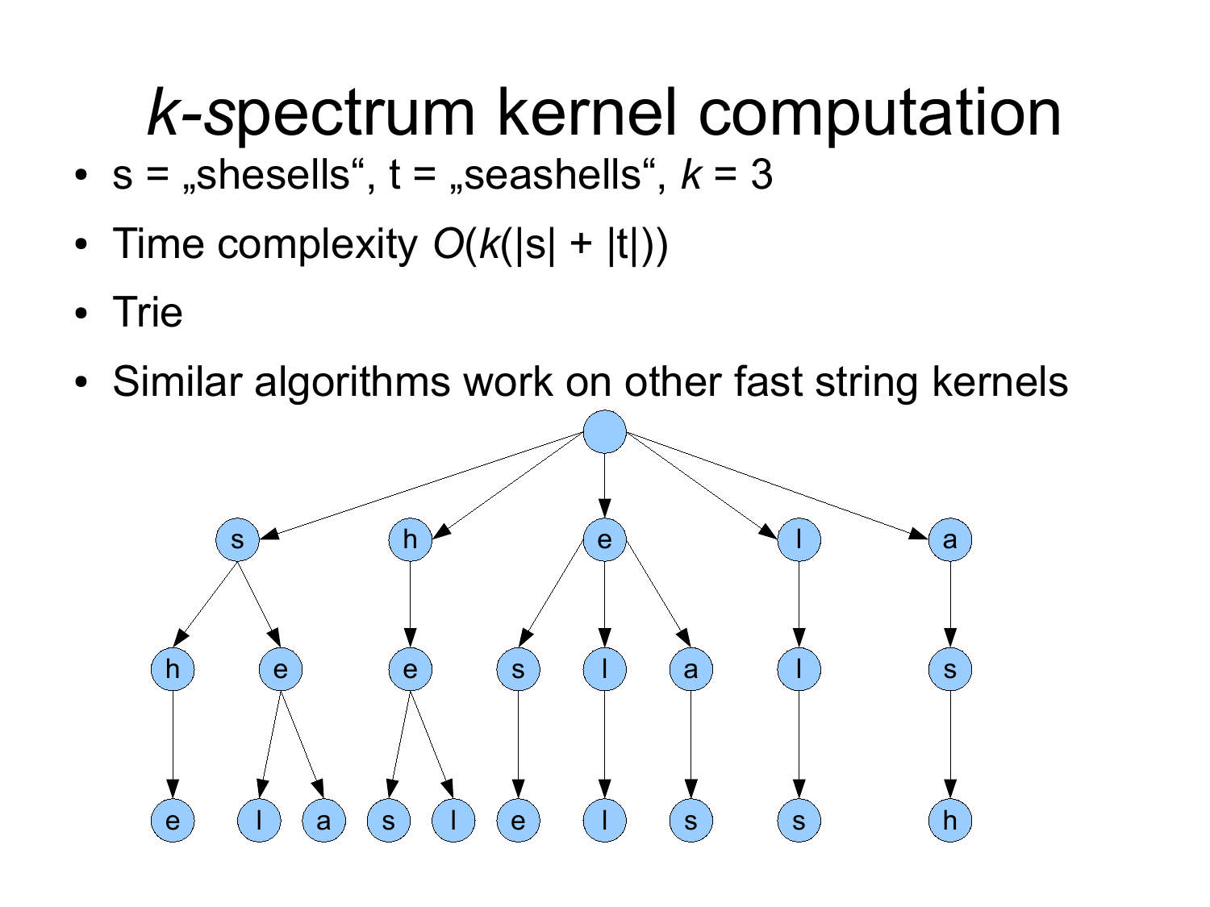# *k*-spectrum kernel computation

- s = „shesells", t = „seashells", $k = 3$
- Time complexity $O(k(|s| + |t|))$
- Trie
- Similar algorithms work on other fast string kernels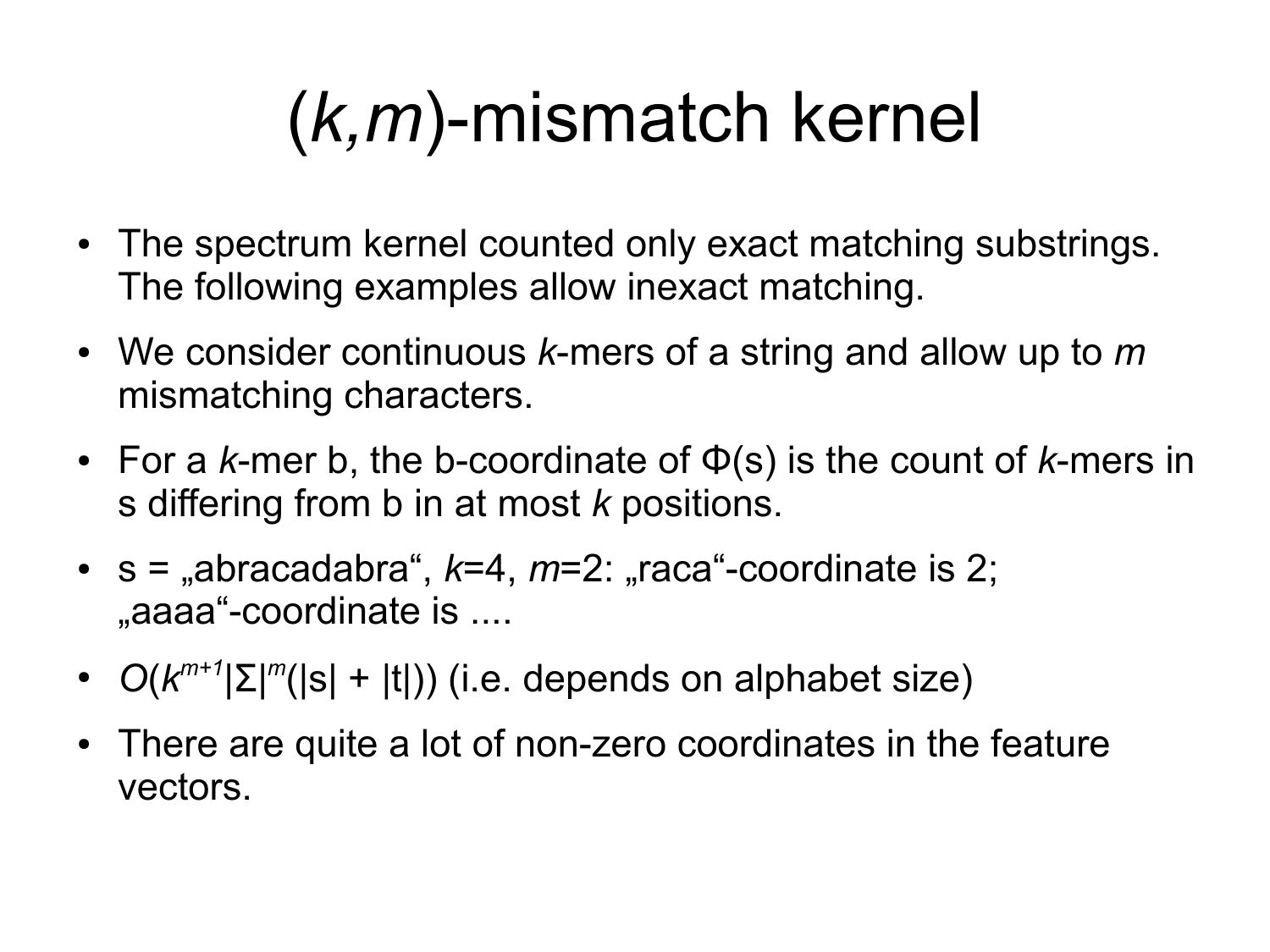# (*k*,*m*)-mismatch kernel

- The spectrum kernel counted only exact matching substrings. The following examples allow inexact matching.
- We consider continuous *k*-mers of a string and allow up to *m* mismatching characters.
- For a *k*-mer b, the b-coordinate of Φ(s) is the count of *k*-mers in s differing from b in at most *k* positions.
- s = „abracadabra“, *k*=4, *m*=2: „raca“-coordinate is 2; „aaaa“-coordinate is ....
- $O(k^{m+1}|\Sigma|^{m}(|s| + |t|))$ (i.e. depends on alphabet size)
- There are quite a lot of non-zero coordinates in the feature vectors.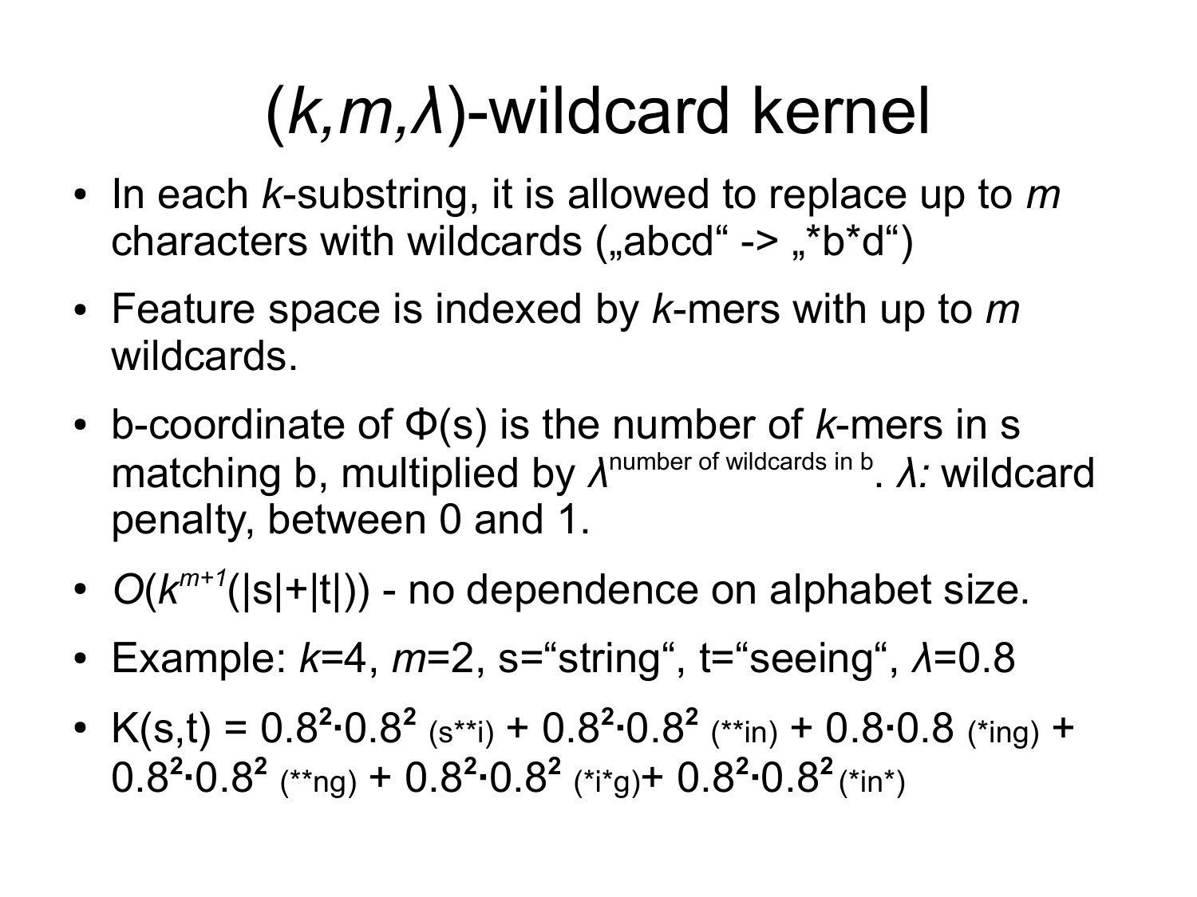# ($k,m,\lambda$)-wildcard kernel

- In each $k$-substring, it is allowed to replace up to $m$ characters with wildcards („abcd“ -> „*b*d“)
- Feature space is indexed by $k$-mers with up to $m$ wildcards.
- b-coordinate of $\Phi$(s) is the number of $k$-mers in s matching b, multiplied by $\lambda^{\text{number of wildcards in b}}$. $\lambda$: wildcard penalty, between 0 and 1.
- $O(k^{m+1}(|s|+|t|))$ - no dependence on alphabet size.
- Example: $k$=4, $m$=2, s=“string“, t=“seeing“, $\lambda$=0.8
- K(s,t) = $0.8^2 \cdot 0.8^2$ (s**i) + $0.8^2 \cdot 0.8^2$ (**in) + $0.8 \cdot 0.8$ (*ing) + $0.8^2 \cdot 0.8^2$ (**ng) + $0.8^2 \cdot 0.8^2$ (*i*g)+ $0.8^2 \cdot 0.8^2$ (*in*)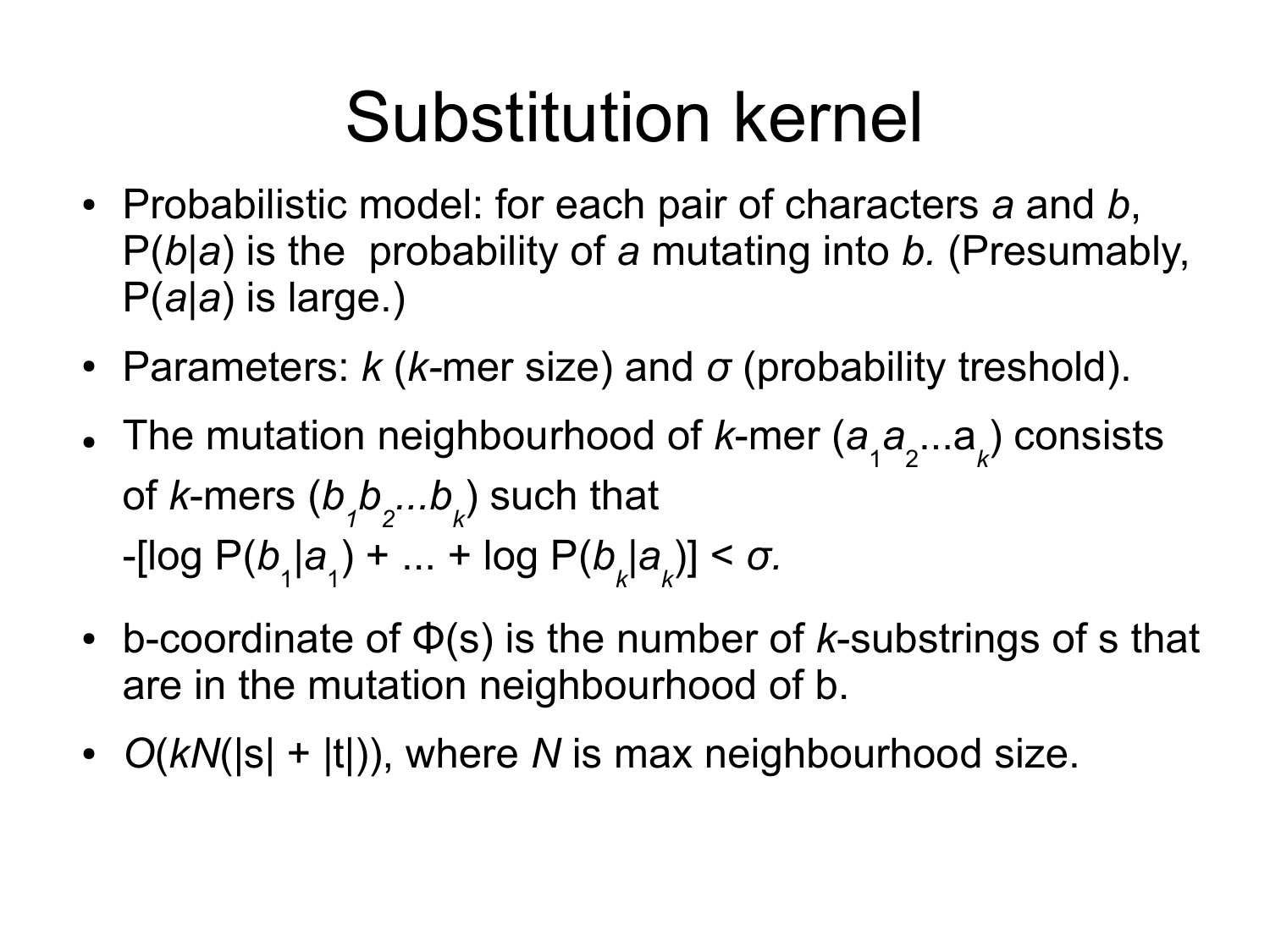# Substitution kernel

- Probabilistic model: for each pair of characters *a* and *b*, P(*b*|*a*) is the probability of *a* mutating into *b.* (Presumably, P(*a*|*a*) is large.)
- Parameters: *k* (*k*-mer size) and *σ* (probability treshold).
- The mutation neighbourhood of *k*-mer ($a_1 a_2 ... a_k$) consists of *k*-mers ($b_1 b_2 ... b_k$) such that $-[\log P(b_1|a_1) + ... + \log P(b_k|a_k)] < \sigma$.
- b-coordinate of Φ(s) is the number of *k*-substrings of s that are in the mutation neighbourhood of b.
- $O(kN(|s| + |t|))$, where *N* is max neighbourhood size.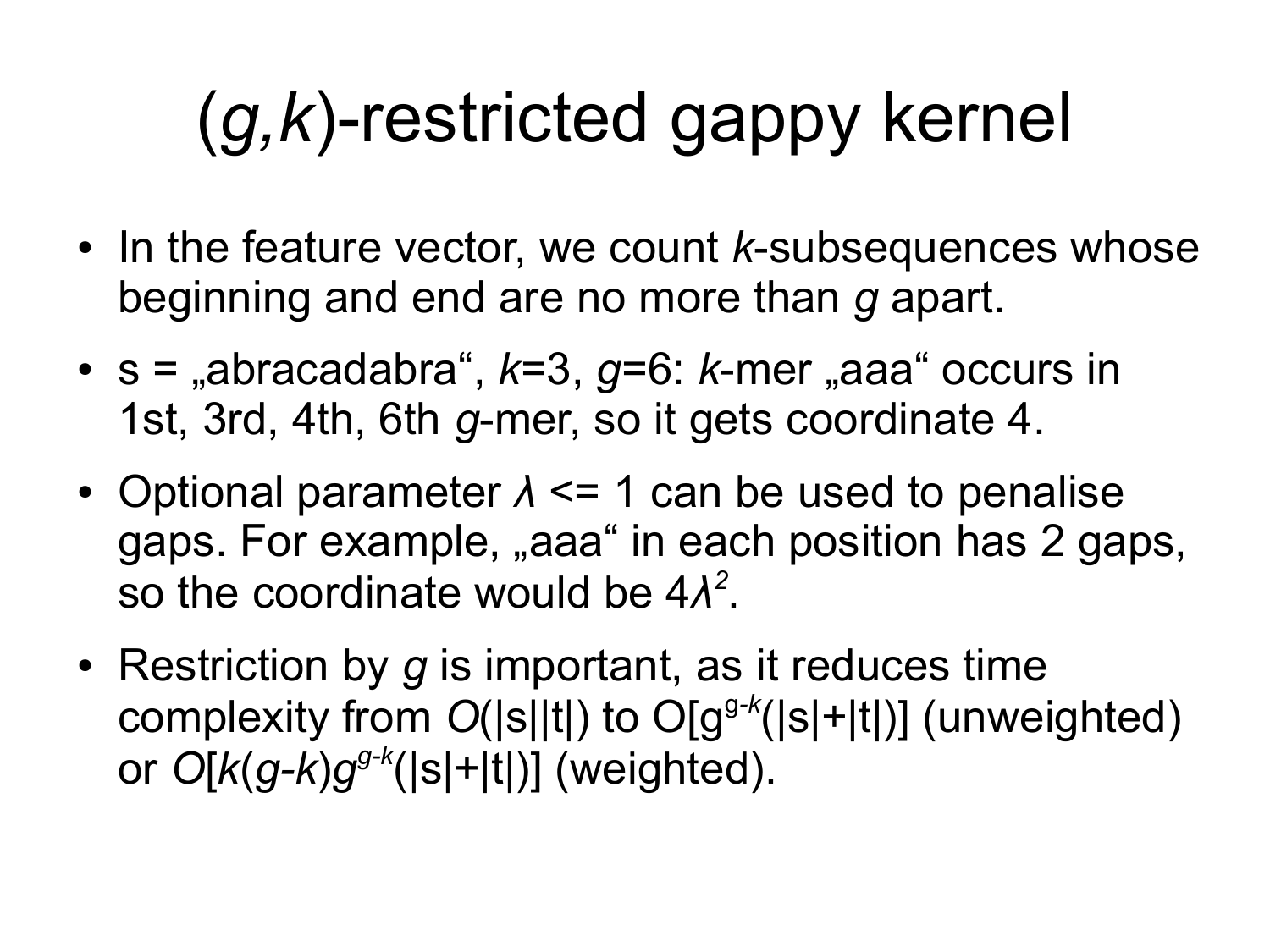# ($g,k$)-restricted gappy kernel

- In the feature vector, we count $k$-subsequences whose beginning and end are no more than $g$ apart.
- s = „abracadabra“, $k$=3, $g$=6: $k$-mer „aaa“ occurs in 1st, 3rd, 4th, 6th $g$-mer, so it gets coordinate 4.
- Optional parameter $\lambda \leq 1$ can be used to penalise gaps. For example, „aaa“ in each position has 2 gaps, so the coordinate would be $4\lambda^2$.
- Restriction by $g$ is important, as it reduces time complexity from $O(|s||t|)$ to $O[g^{g-k}(|s|+|t|)]$ (unweighted) or $O[k(g-k)g^{g-k}(|s|+|t|)]$ (weighted).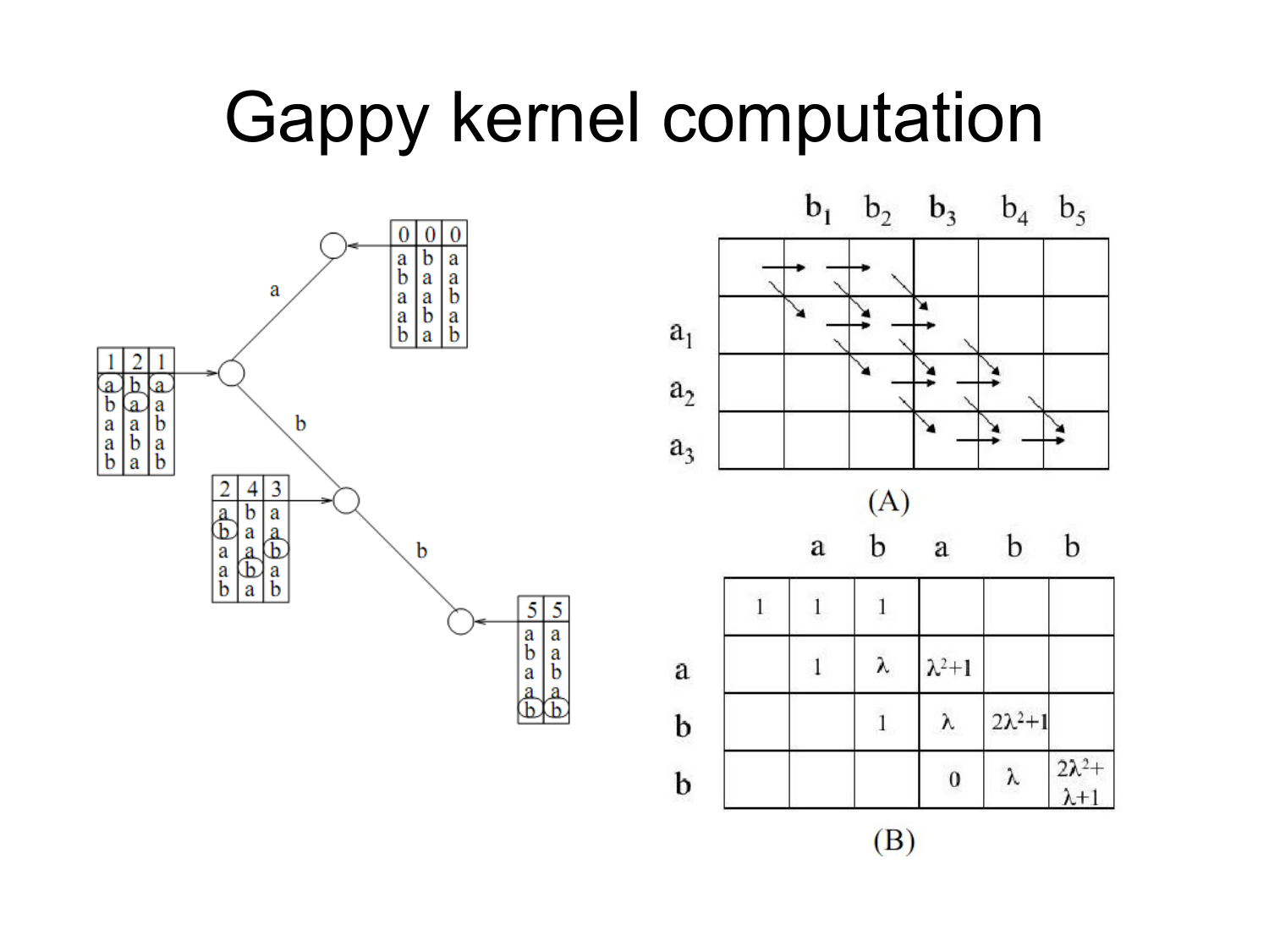# Gappy kernel computation

|  | $b_1$ | $b_2$ | $b_3$ | $b_4$ | $b_5$ |
|---|---|---|---|---|---|
|  |  |  |  |  |  |
| $a_1$ |  |  |  |  |  |
| $a_2$ |  |  |  |  |  |
| $a_3$ |  |  |  |  |  |

(A)

|  |  | a | b | a | b | b |
|---|---|---|---|---|---|---|
|  | 1 | 1 | 1 |  |  |  |
| a |  | 1 | $\lambda$ | $\lambda^2+1$ |  |  |
| b |  |  | 1 | $\lambda$ | $2\lambda^2+1$ |  |
| b |  |  |  | 0 | $\lambda$ | $2\lambda^2+\lambda+1$ |

(B)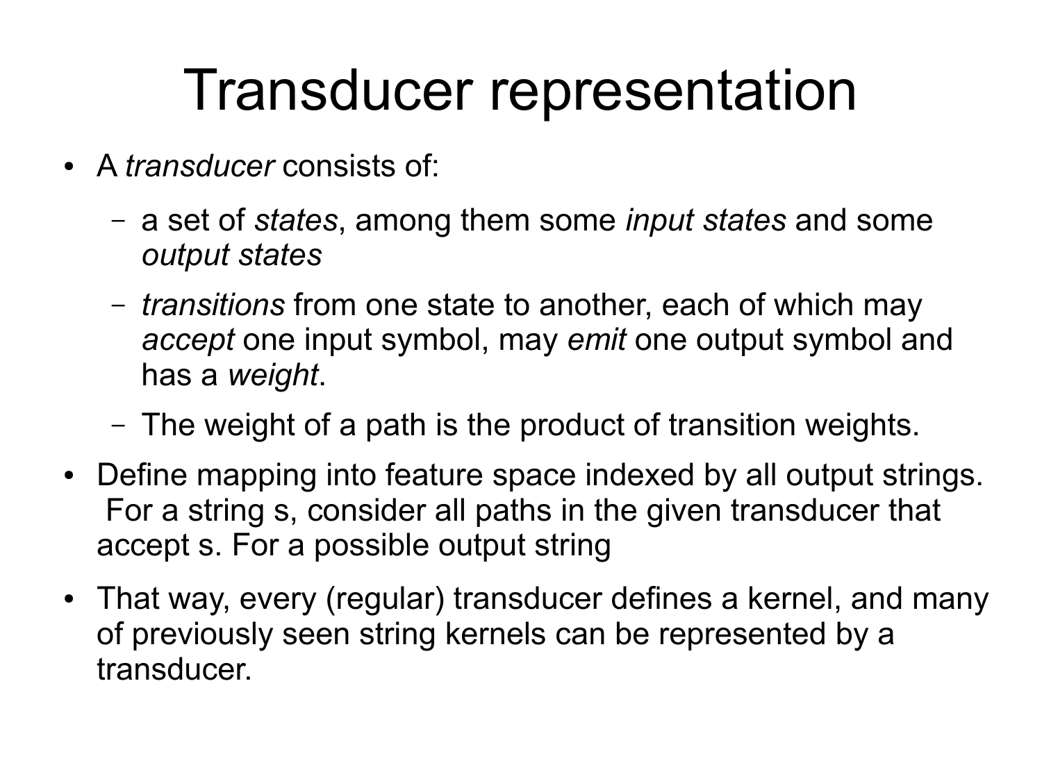# Transducer representation

- A *transducer* consists of:
  - a set of *states*, among them some *input states* and some *output states*
  - *transitions* from one state to another, each of which may *accept* one input symbol, may *emit* one output symbol and has a *weight*.
  - The weight of a path is the product of transition weights.
- Define mapping into feature space indexed by all output strings. For a string s, consider all paths in the given transducer that accept s. For a possible output string
- That way, every (regular) transducer defines a kernel, and many of previously seen string kernels can be represented by a transducer.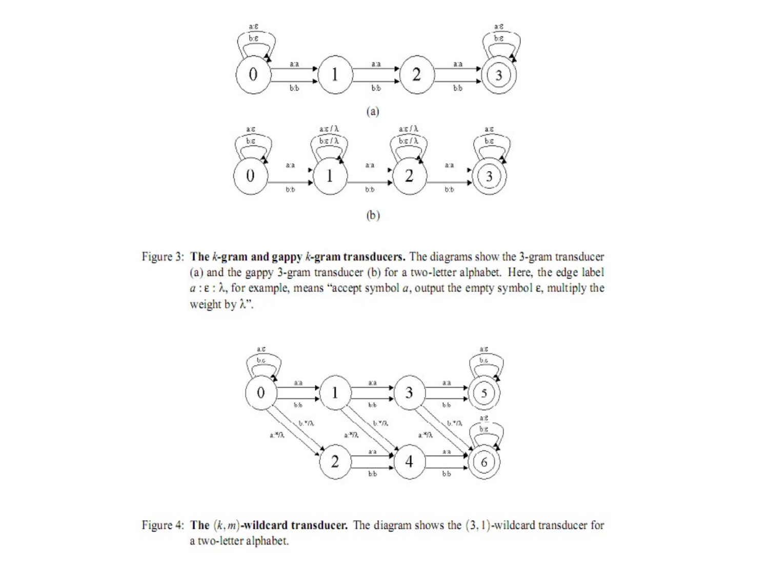(a)

(b)

**Figure 3: The $k$-gram and gappy $k$-gram transducers.** The diagrams show the 3-gram transducer (a) and the gappy 3-gram transducer (b) for a two-letter alphabet. Here, the edge label $a : \varepsilon : \lambda$, for example, means "accept symbol $a$, output the empty symbol $\varepsilon$, multiply the weight by $\lambda$".

**Figure 4: The $(k, m)$-wildcard transducer.** The diagram shows the $(3, 1)$-wildcard transducer for a two-letter alphabet.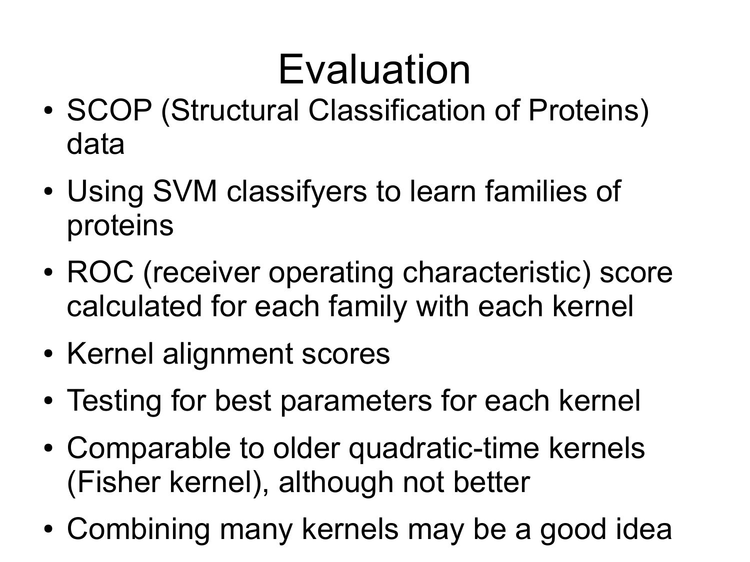# Evaluation

- SCOP (Structural Classification of Proteins) data
- Using SVM classifyers to learn families of proteins
- ROC (receiver operating characteristic) score calculated for each family with each kernel
- Kernel alignment scores
- Testing for best parameters for each kernel
- Comparable to older quadratic-time kernels (Fisher kernel), although not better
- Combining many kernels may be a good idea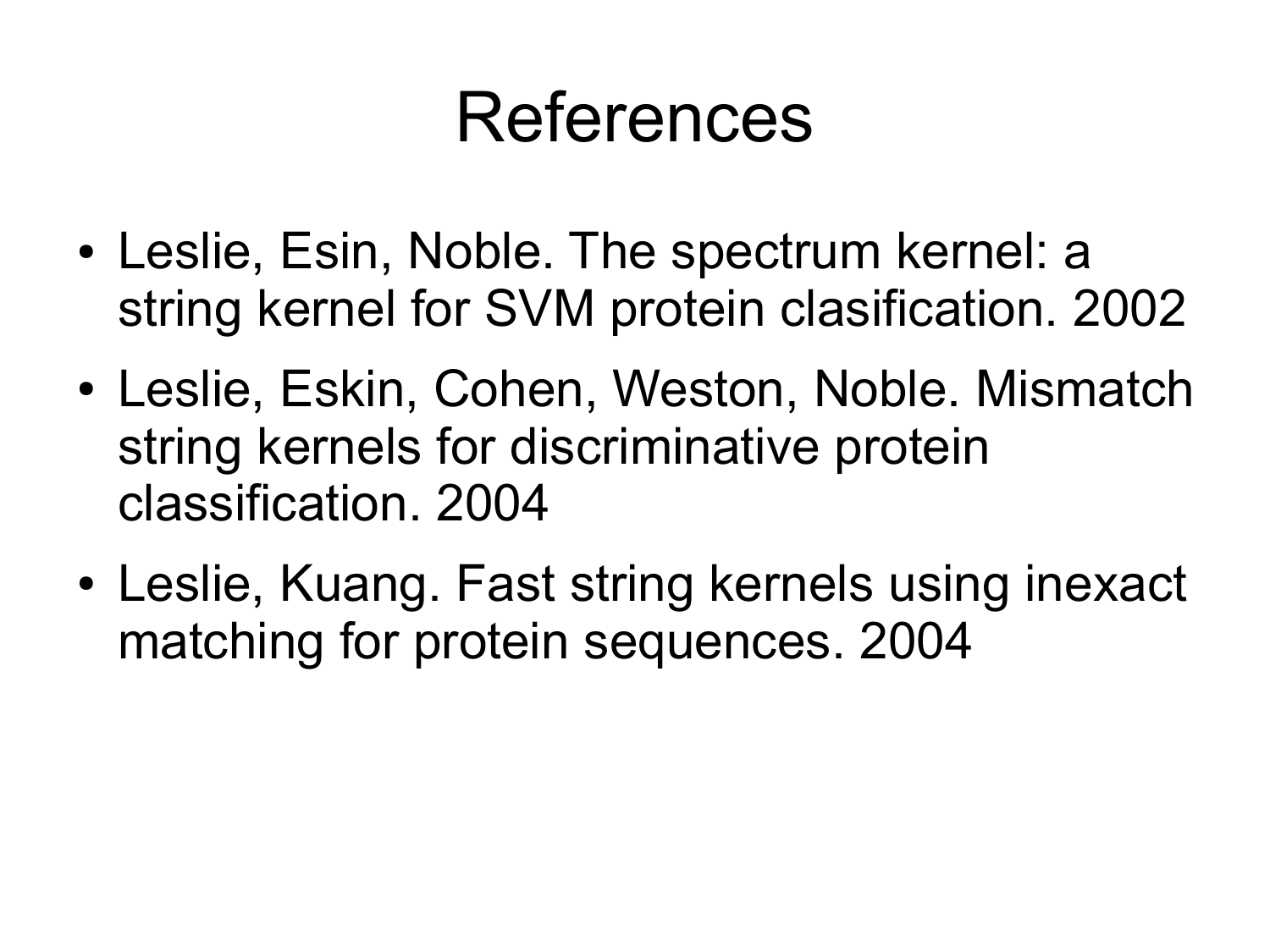# References

- Leslie, Esin, Noble. The spectrum kernel: a string kernel for SVM protein clasification. 2002
- Leslie, Eskin, Cohen, Weston, Noble. Mismatch string kernels for discriminative protein classification. 2004
- Leslie, Kuang. Fast string kernels using inexact matching for protein sequences. 2004